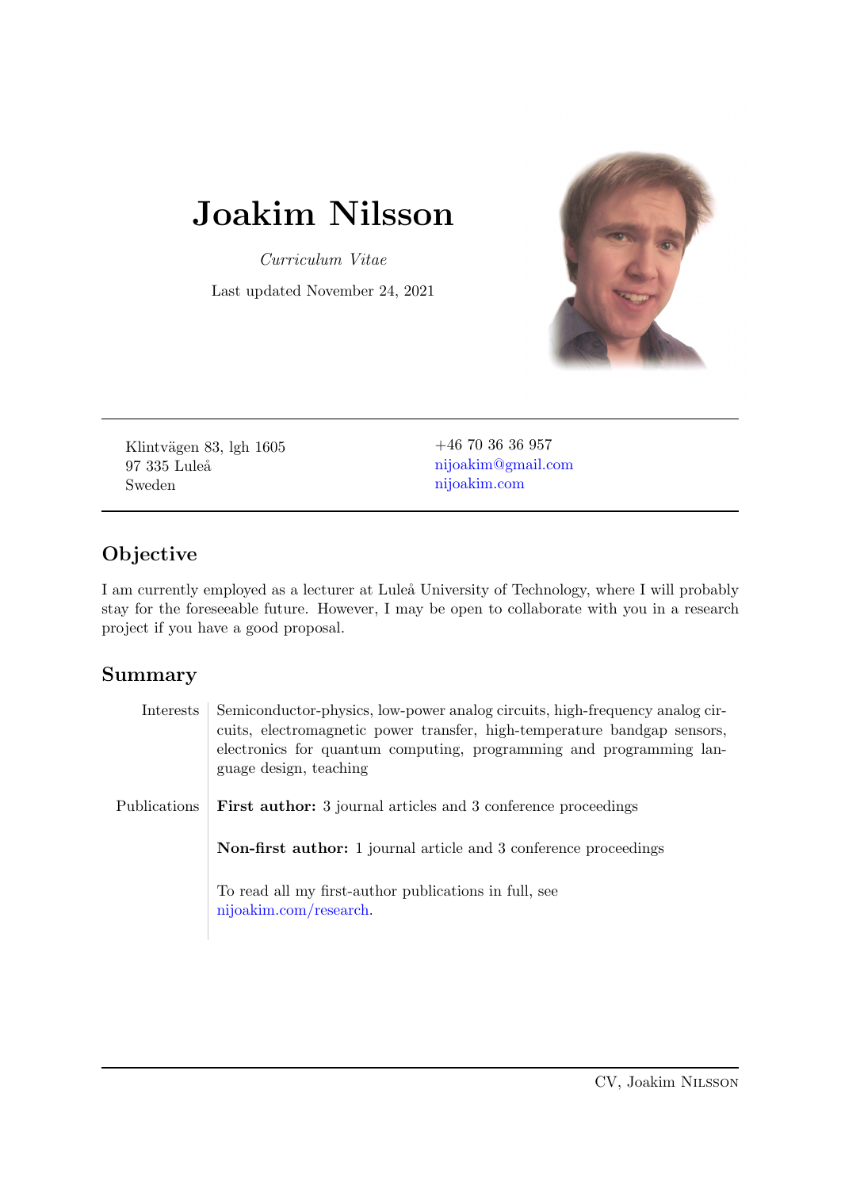# Joakim Nilsson

*Curriculum Vitae*

Last updated November 24, 2021

Klintvägen 83, lgh 1605
97 335 Luleå
Sweden

+46 70 36 36 957
nijoakim@gmail.com
nijoakim.com

## Objective

I am currently employed as a lecturer at Luleå University of Technology, where I will probably stay for the foreseeable future. However, I may be open to collaborate with you in a research project if you have a good proposal.

## Summary

| | |
|---|---|
| Interests | Semiconductor-physics, low-power analog circuits, high-frequency analog circuits, electromagnetic power transfer, high-temperature bandgap sensors, electronics for quantum computing, programming and programming language design, teaching |
| Publications | **First author:** 3 journal articles and 3 conference proceedings |
| | **Non-first author:** 1 journal article and 3 conference proceedings |
| | To read all my first-author publications in full, see nijoakim.com/research. |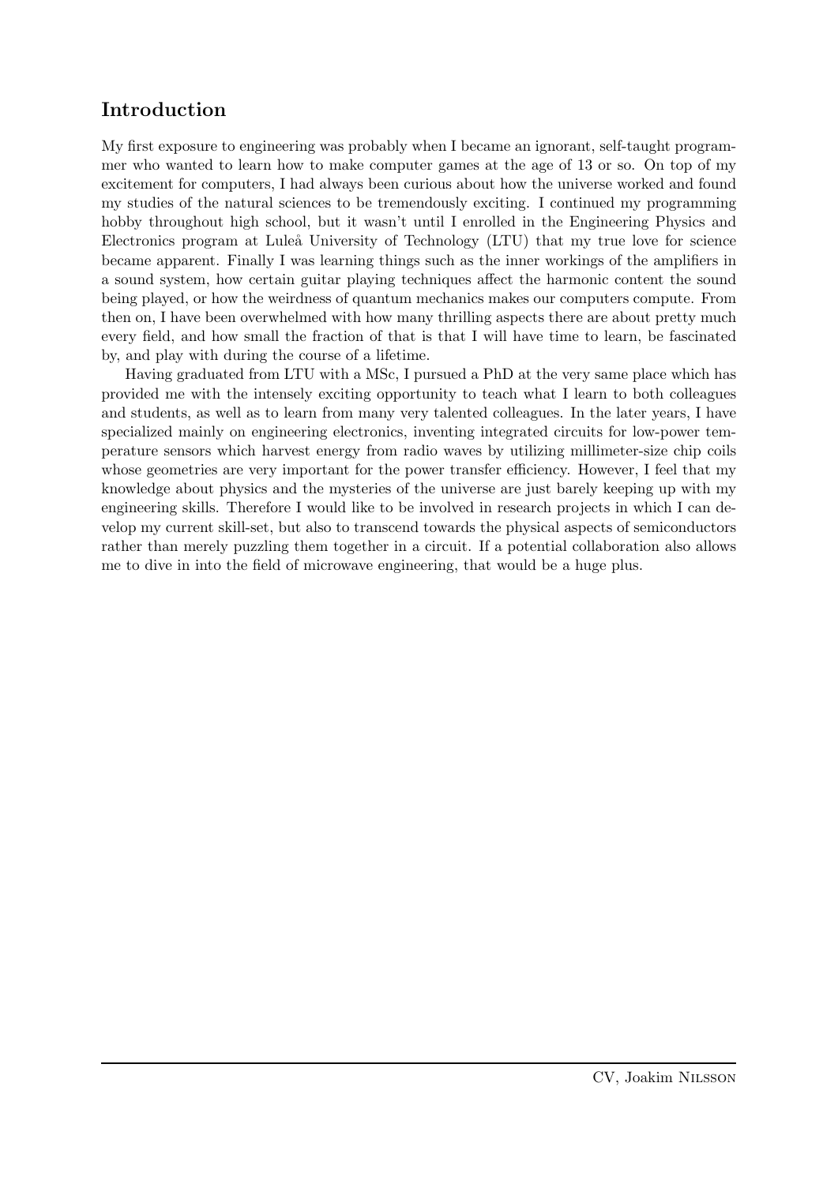## Introduction

My first exposure to engineering was probably when I became an ignorant, self-taught programmer who wanted to learn how to make computer games at the age of 13 or so. On top of my excitement for computers, I had always been curious about how the universe worked and found my studies of the natural sciences to be tremendously exciting. I continued my programming hobby throughout high school, but it wasn't until I enrolled in the Engineering Physics and Electronics program at Luleå University of Technology (LTU) that my true love for science became apparent. Finally I was learning things such as the inner workings of the amplifiers in a sound system, how certain guitar playing techniques affect the harmonic content the sound being played, or how the weirdness of quantum mechanics makes our computers compute. From then on, I have been overwhelmed with how many thrilling aspects there are about pretty much every field, and how small the fraction of that is that I will have time to learn, be fascinated by, and play with during the course of a lifetime.

Having graduated from LTU with a MSc, I pursued a PhD at the very same place which has provided me with the intensely exciting opportunity to teach what I learn to both colleagues and students, as well as to learn from many very talented colleagues. In the later years, I have specialized mainly on engineering electronics, inventing integrated circuits for low-power temperature sensors which harvest energy from radio waves by utilizing millimeter-size chip coils whose geometries are very important for the power transfer efficiency. However, I feel that my knowledge about physics and the mysteries of the universe are just barely keeping up with my engineering skills. Therefore I would like to be involved in research projects in which I can develop my current skill-set, but also to transcend towards the physical aspects of semiconductors rather than merely puzzling them together in a circuit. If a potential collaboration also allows me to dive in into the field of microwave engineering, that would be a huge plus.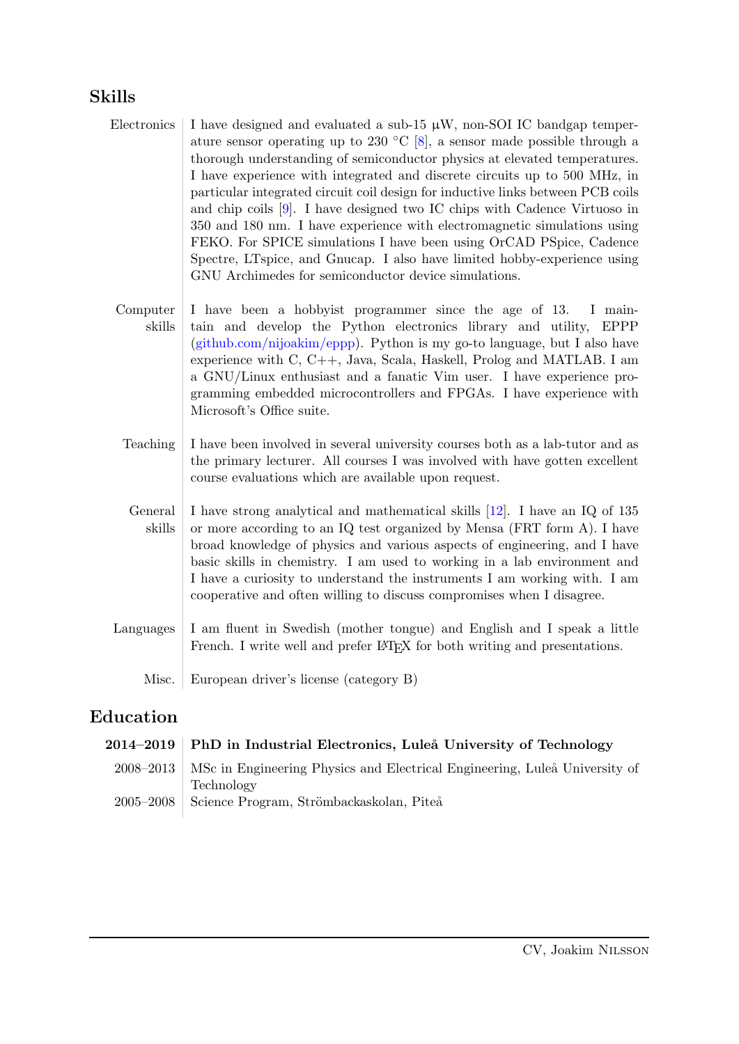## Skills

| | |
|---|---|
| Electronics | I have designed and evaluated a sub-15 µW, non-SOI IC bandgap temperature sensor operating up to 230 °C [8], a sensor made possible through a thorough understanding of semiconductor physics at elevated temperatures. I have experience with integrated and discrete circuits up to 500 MHz, in particular integrated circuit coil design for inductive links between PCB coils and chip coils [9]. I have designed two IC chips with Cadence Virtuoso in 350 and 180 nm. I have experience with electromagnetic simulations using FEKO. For SPICE simulations I have been using OrCAD PSpice, Cadence Spectre, LTspice, and Gnucap. I also have limited hobby-experience using GNU Archimedes for semiconductor device simulations. |
| Computer skills | I have been a hobbyist programmer since the age of 13. I maintain and develop the Python electronics library and utility, EPPP (github.com/nijoakim/eppp). Python is my go-to language, but I also have experience with C, C++, Java, Scala, Haskell, Prolog and MATLAB. I am a GNU/Linux enthusiast and a fanatic Vim user. I have experience programming embedded microcontrollers and FPGAs. I have experience with Microsoft's Office suite. |
| Teaching | I have been involved in several university courses both as a lab-tutor and as the primary lecturer. All courses I was involved with have gotten excellent course evaluations which are available upon request. |
| General skills | I have strong analytical and mathematical skills [12]. I have an IQ of 135 or more according to an IQ test organized by Mensa (FRT form A). I have broad knowledge of physics and various aspects of engineering, and I have basic skills in chemistry. I am used to working in a lab environment and I have a curiosity to understand the instruments I am working with. I am cooperative and often willing to discuss compromises when I disagree. |
| Languages | I am fluent in Swedish (mother tongue) and English and I speak a little French. I write well and prefer LaTeX for both writing and presentations. |
| Misc. | European driver's license (category B) |

## Education

| | |
|---|---|
| **2014–2019** | **PhD in Industrial Electronics, Luleå University of Technology** |
| 2008–2013 | MSc in Engineering Physics and Electrical Engineering, Luleå University of Technology |
| 2005–2008 | Science Program, Strömbackaskolan, Piteå |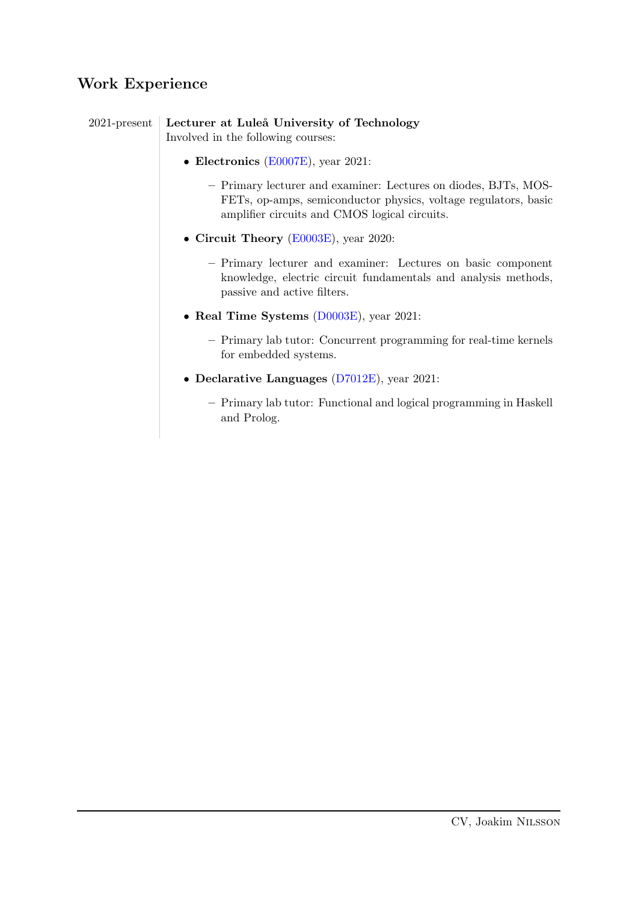## Work Experience

2021-present **Lecturer at Luleå University of Technology**
Involved in the following courses:

- **Electronics** (E0007E), year 2021:
  - Primary lecturer and examiner: Lectures on diodes, BJTs, MOSFETs, op-amps, semiconductor physics, voltage regulators, basic amplifier circuits and CMOS logical circuits.
- **Circuit Theory** (E0003E), year 2020:
  - Primary lecturer and examiner: Lectures on basic component knowledge, electric circuit fundamentals and analysis methods, passive and active filters.
- **Real Time Systems** (D0003E), year 2021:
  - Primary lab tutor: Concurrent programming for real-time kernels for embedded systems.
- **Declarative Languages** (D7012E), year 2021:
  - Primary lab tutor: Functional and logical programming in Haskell and Prolog.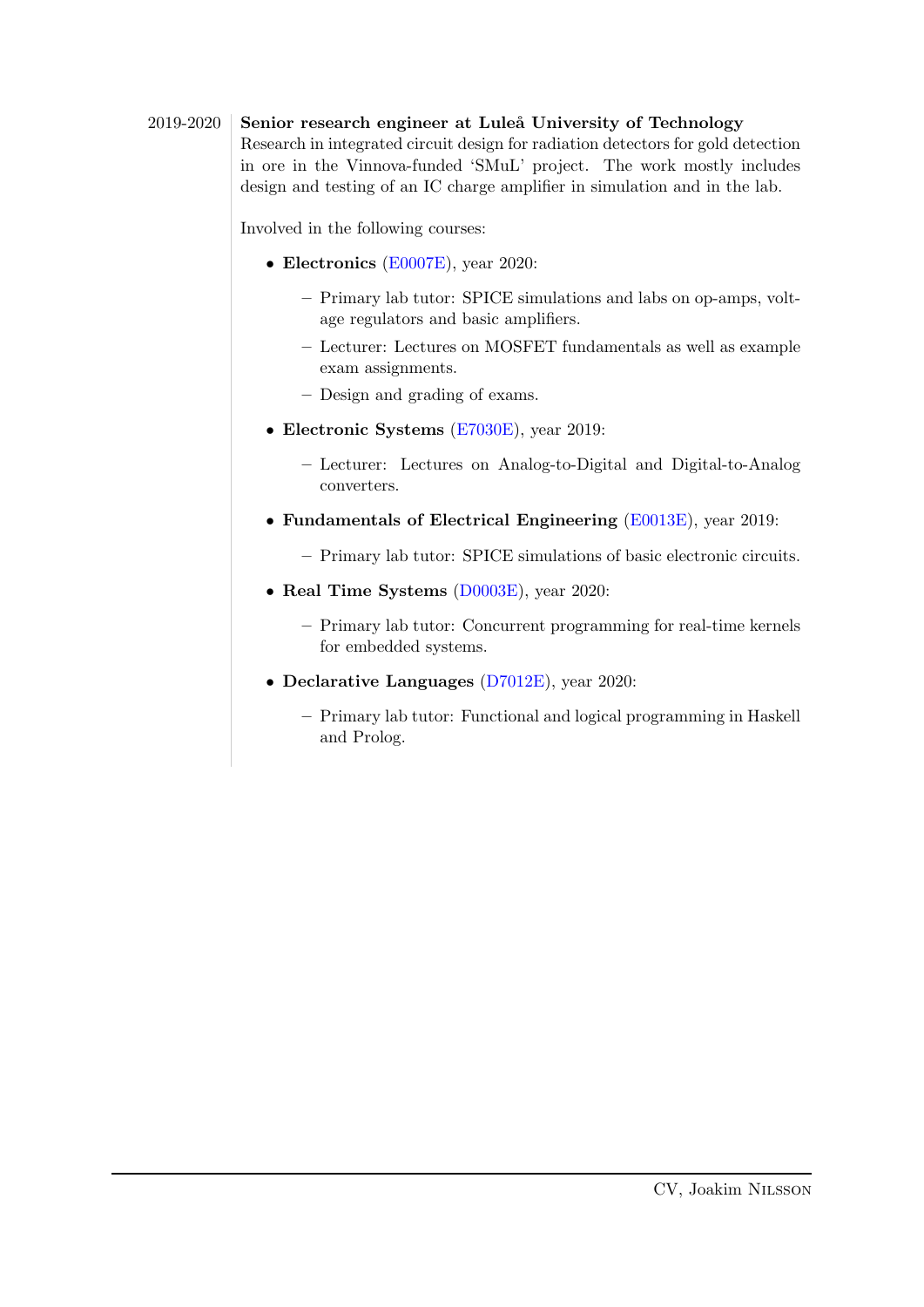2019-2020 | **Senior research engineer at Luleå University of Technology**

Research in integrated circuit design for radiation detectors for gold detection in ore in the Vinnova-funded 'SMuL' project. The work mostly includes design and testing of an IC charge amplifier in simulation and in the lab.

Involved in the following courses:

- **Electronics** (E0007E), year 2020:
  - Primary lab tutor: SPICE simulations and labs on op-amps, voltage regulators and basic amplifiers.
  - Lecturer: Lectures on MOSFET fundamentals as well as example exam assignments.
  - Design and grading of exams.
- **Electronic Systems** (E7030E), year 2019:
  - Lecturer: Lectures on Analog-to-Digital and Digital-to-Analog converters.
- **Fundamentals of Electrical Engineering** (E0013E), year 2019:
  - Primary lab tutor: SPICE simulations of basic electronic circuits.
- **Real Time Systems** (D0003E), year 2020:
  - Primary lab tutor: Concurrent programming for real-time kernels for embedded systems.
- **Declarative Languages** (D7012E), year 2020:
  - Primary lab tutor: Functional and logical programming in Haskell and Prolog.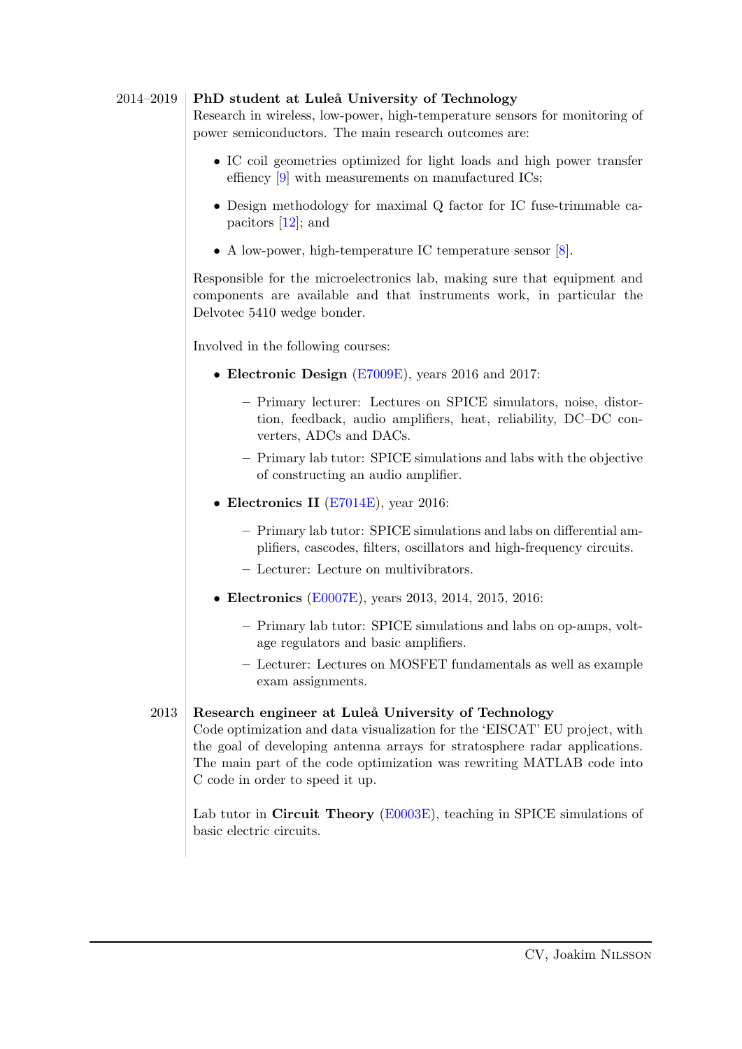2014–2019 **PhD student at Luleå University of Technology**

Research in wireless, low-power, high-temperature sensors for monitoring of power semiconductors. The main research outcomes are:

- IC coil geometries optimized for light loads and high power transfer effiency [9] with measurements on manufactured ICs;
- Design methodology for maximal Q factor for IC fuse-trimmable capacitors [12]; and
- A low-power, high-temperature IC temperature sensor [8].

Responsible for the microelectronics lab, making sure that equipment and components are available and that instruments work, in particular the Delvotec 5410 wedge bonder.

Involved in the following courses:

- **Electronic Design** (E7009E), years 2016 and 2017:
  - Primary lecturer: Lectures on SPICE simulators, noise, distortion, feedback, audio amplifiers, heat, reliability, DC–DC converters, ADCs and DACs.
  - Primary lab tutor: SPICE simulations and labs with the objective of constructing an audio amplifier.
- **Electronics II** (E7014E), year 2016:
  - Primary lab tutor: SPICE simulations and labs on differential amplifiers, cascodes, filters, oscillators and high-frequency circuits.
  - Lecturer: Lecture on multivibrators.
- **Electronics** (E0007E), years 2013, 2014, 2015, 2016:
  - Primary lab tutor: SPICE simulations and labs on op-amps, voltage regulators and basic amplifiers.
  - Lecturer: Lectures on MOSFET fundamentals as well as example exam assignments.

2013 **Research engineer at Luleå University of Technology**

Code optimization and data visualization for the 'EISCAT' EU project, with the goal of developing antenna arrays for stratosphere radar applications. The main part of the code optimization was rewriting MATLAB code into C code in order to speed it up.

Lab tutor in **Circuit Theory** (E0003E), teaching in SPICE simulations of basic electric circuits.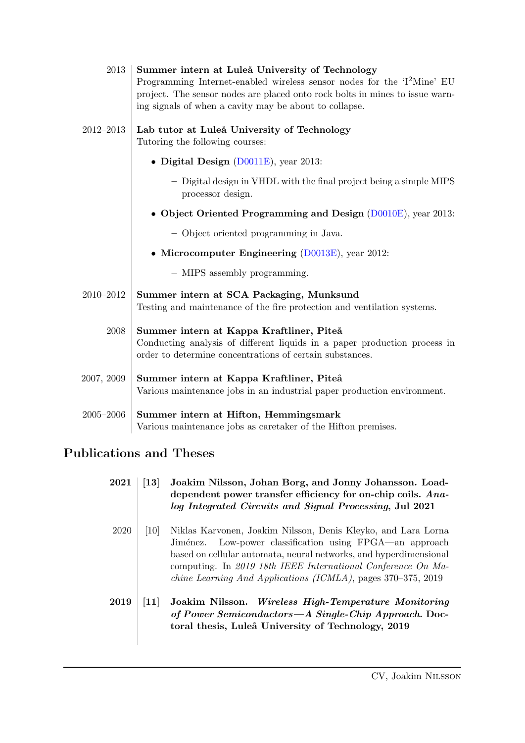2013 **Summer intern at Luleå University of Technology**
Programming Internet-enabled wireless sensor nodes for the 'I$^2$Mine' EU project. The sensor nodes are placed onto rock bolts in mines to issue warning signals of when a cavity may be about to collapse.

2012–2013 **Lab tutor at Luleå University of Technology**
Tutoring the following courses:

- **Digital Design** (D0011E), year 2013:
  - Digital design in VHDL with the final project being a simple MIPS processor design.
- **Object Oriented Programming and Design** (D0010E), year 2013:
  - Object oriented programming in Java.
- **Microcomputer Engineering** (D0013E), year 2012:
  - MIPS assembly programming.

2010–2012 **Summer intern at SCA Packaging, Munksund**
Testing and maintenance of the fire protection and ventilation systems.

2008 **Summer intern at Kappa Kraftliner, Piteå**
Conducting analysis of different liquids in a paper production process in order to determine concentrations of certain substances.

2007, 2009 **Summer intern at Kappa Kraftliner, Piteå**
Various maintenance jobs in an industrial paper production environment.

2005–2006 **Summer intern at Hifton, Hemmingsmark**
Various maintenance jobs as caretaker of the Hifton premises.

## Publications and Theses

**2021** **[13]** **Joakim Nilsson, Johan Borg, and Jonny Johansson. Load-dependent power transfer efficiency for on-chip coils. *Analog Integrated Circuits and Signal Processing*, Jul 2021**

2020 [10] Niklas Karvonen, Joakim Nilsson, Denis Kleyko, and Lara Lorna Jiménez. Low-power classification using FPGA—an approach based on cellular automata, neural networks, and hyperdimensional computing. In *2019 18th IEEE International Conference On Machine Learning And Applications (ICMLA)*, pages 370–375, 2019

**2019** **[11]** **Joakim Nilsson. *Wireless High-Temperature Monitoring of Power Semiconductors—A Single-Chip Approach*. Doctoral thesis, Luleå University of Technology, 2019**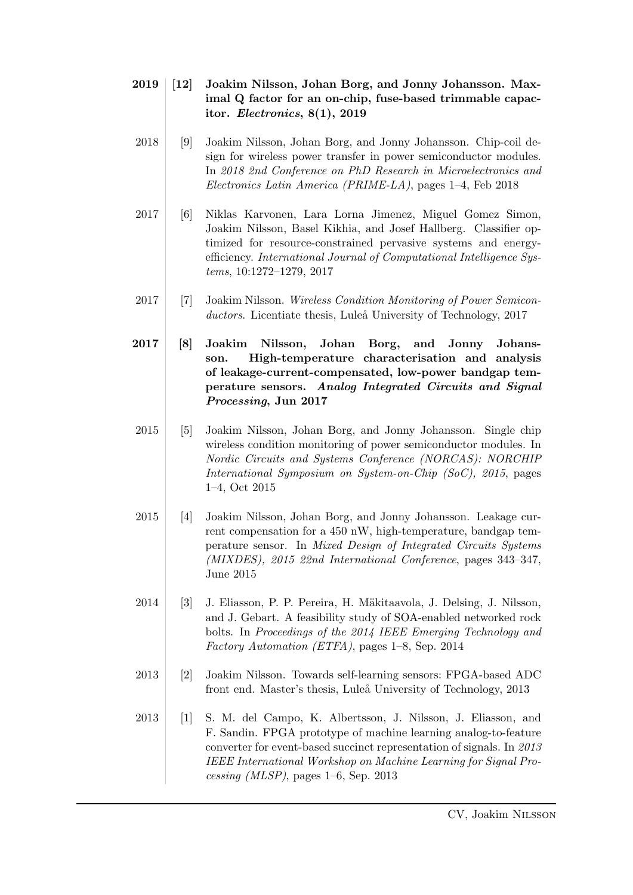**2019** **[12]** **Joakim Nilsson, Johan Borg, and Jonny Johansson. Maximal Q factor for an on-chip, fuse-based trimmable capacitor. *Electronics*, 8(1), 2019**

2018 [9] Joakim Nilsson, Johan Borg, and Jonny Johansson. Chip-coil design for wireless power transfer in power semiconductor modules. In *2018 2nd Conference on PhD Research in Microelectronics and Electronics Latin America (PRIME-LA)*, pages 1–4, Feb 2018

2017 [6] Niklas Karvonen, Lara Lorna Jimenez, Miguel Gomez Simon, Joakim Nilsson, Basel Kikhia, and Josef Hallberg. Classifier optimized for resource-constrained pervasive systems and energy-efficiency. *International Journal of Computational Intelligence Systems*, 10:1272–1279, 2017

2017 [7] Joakim Nilsson. *Wireless Condition Monitoring of Power Semiconductors*. Licentiate thesis, Luleå University of Technology, 2017

**2017** **[8]** **Joakim Nilsson, Johan Borg, and Jonny Johansson. High-temperature characterisation and analysis of leakage-current-compensated, low-power bandgap temperature sensors. *Analog Integrated Circuits and Signal Processing*, Jun 2017**

2015 [5] Joakim Nilsson, Johan Borg, and Jonny Johansson. Single chip wireless condition monitoring of power semiconductor modules. In *Nordic Circuits and Systems Conference (NORCAS): NORCHIP International Symposium on System-on-Chip (SoC), 2015*, pages 1–4, Oct 2015

2015 [4] Joakim Nilsson, Johan Borg, and Jonny Johansson. Leakage current compensation for a 450 nW, high-temperature, bandgap temperature sensor. In *Mixed Design of Integrated Circuits Systems (MIXDES), 2015 22nd International Conference*, pages 343–347, June 2015

2014 [3] J. Eliasson, P. P. Pereira, H. Mäkitaavola, J. Delsing, J. Nilsson, and J. Gebart. A feasibility study of SOA-enabled networked rock bolts. In *Proceedings of the 2014 IEEE Emerging Technology and Factory Automation (ETFA)*, pages 1–8, Sep. 2014

2013 [2] Joakim Nilsson. Towards self-learning sensors: FPGA-based ADC front end. Master's thesis, Luleå University of Technology, 2013

2013 [1] S. M. del Campo, K. Albertsson, J. Nilsson, J. Eliasson, and F. Sandin. FPGA prototype of machine learning analog-to-feature converter for event-based succinct representation of signals. In *2013 IEEE International Workshop on Machine Learning for Signal Processing (MLSP)*, pages 1–6, Sep. 2013